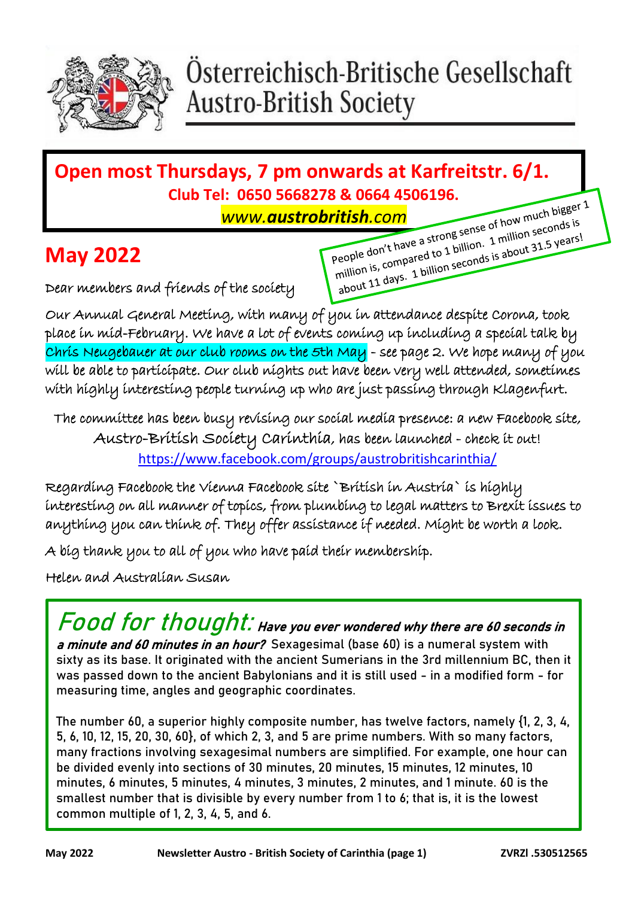# Österreichisch-Britische Gesellschaft
# Austro-British Society

**Open most Thursdays, 7 pm onwards at Karfreitstr. 6/1.**
**Club Tel: 0650 5668278 & 0664 4506196.**
*www.**austrobritish**.com*

People don't have a strong sense of how much bigger 1 million is, compared to 1 billion. 1 million seconds is about 11 days. 1 billion seconds is about 31.5 years!

## May 2022

Dear members and friends of the society

Our Annual General Meeting, with many of you in attendance despite Corona, took place in mid-February. We have a lot of events coming up including a special talk by Chris Neugebauer at our club rooms on the 5th May - see page 2. We hope many of you will be able to participate. Our club nights out have been very well attended, sometimes with highly interesting people turning up who are just passing through Klagenfurt.

The committee has been busy revising our social media presence: a new Facebook site, Austro-British Society Carinthia, has been launched - check it out!
https://www.facebook.com/groups/austrobritishcarinthia/

Regarding Facebook the Vienna Facebook site `British in Austria` is highly interesting on all manner of topics, from plumbing to legal matters to Brexit issues to anything you can think of. They offer assistance if needed. Might be worth a look.

A big thank you to all of you who have paid their membership.

Helen and Australian Susan

*Food for thought:* ***Have you ever wondered why there are 60 seconds in a minute and 60 minutes in an hour?*** Sexagesimal (base 60) is a numeral system with sixty as its base. It originated with the ancient Sumerians in the 3rd millennium BC, then it was passed down to the ancient Babylonians and it is still used - in a modified form - for measuring time, angles and geographic coordinates.

The number 60, a superior highly composite number, has twelve factors, namely {1, 2, 3, 4, 5, 6, 10, 12, 15, 20, 30, 60}, of which 2, 3, and 5 are prime numbers. With so many factors, many fractions involving sexagesimal numbers are simplified. For example, one hour can be divided evenly into sections of 30 minutes, 20 minutes, 15 minutes, 12 minutes, 10 minutes, 6 minutes, 5 minutes, 4 minutes, 3 minutes, 2 minutes, and 1 minute. 60 is the smallest number that is divisible by every number from 1 to 6; that is, it is the lowest common multiple of 1, 2, 3, 4, 5, and 6.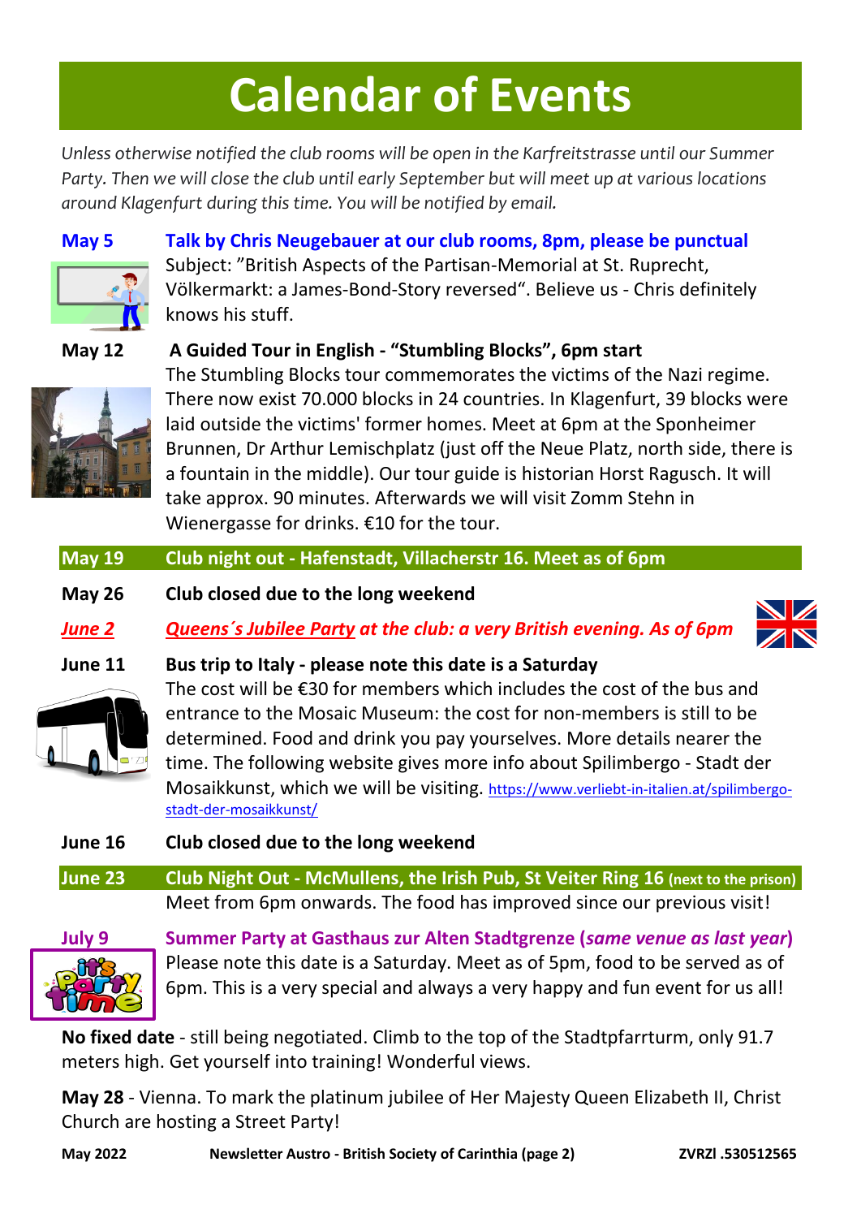# Calendar of Events

*Unless otherwise notified the club rooms will be open in the Karfreitstrasse until our Summer Party. Then we will close the club until early September but will meet up at various locations around Klagenfurt during this time. You will be notified by email.*

**May 5** **Talk by Chris Neugebauer at our club rooms, 8pm, please be punctual**
Subject: "British Aspects of the Partisan-Memorial at St. Ruprecht, Völkermarkt: a James-Bond-Story reversed". Believe us - Chris definitely knows his stuff.

**May 12** **A Guided Tour in English - "Stumbling Blocks", 6pm start**
The Stumbling Blocks tour commemorates the victims of the Nazi regime. There now exist 70.000 blocks in 24 countries. In Klagenfurt, 39 blocks were laid outside the victims' former homes. Meet at 6pm at the Sponheimer Brunnen, Dr Arthur Lemischplatz (just off the Neue Platz, north side, there is a fountain in the middle). Our tour guide is historian Horst Ragusch. It will take approx. 90 minutes. Afterwards we will visit Zomm Stehn in Wienergasse for drinks. €10 for the tour.

**May 19** **Club night out - Hafenstadt, Villacherstr 16. Meet as of 6pm**

**May 26** **Club closed due to the long weekend**

***June 2*** ***Queens´s Jubilee Party at the club: a very British evening. As of 6pm***

**June 11** **Bus trip to Italy - please note this date is a Saturday**
The cost will be €30 for members which includes the cost of the bus and entrance to the Mosaic Museum: the cost for non-members is still to be determined. Food and drink you pay yourselves. More details nearer the time. The following website gives more info about Spilimbergo - Stadt der Mosaikkunst, which we will be visiting. https://www.verliebt-in-italien.at/spilimbergo-stadt-der-mosaikkunst/

**June 16** **Club closed due to the long weekend**

**June 23** **Club Night Out - McMullens, the Irish Pub, St Veiter Ring 16** **(next to the prison)**
Meet from 6pm onwards. The food has improved since our previous visit!

**July 9** **Summer Party at Gasthaus zur Alten Stadtgrenze (*same venue as last year*)**
Please note this date is a Saturday. Meet as of 5pm, food to be served as of 6pm. This is a very special and always a very happy and fun event for us all!

**No fixed date** - still being negotiated. Climb to the top of the Stadtpfarrturm, only 91.7 meters high. Get yourself into training! Wonderful views.

**May 28** - Vienna. To mark the platinum jubilee of Her Majesty Queen Elizabeth II, Christ Church are hosting a Street Party!